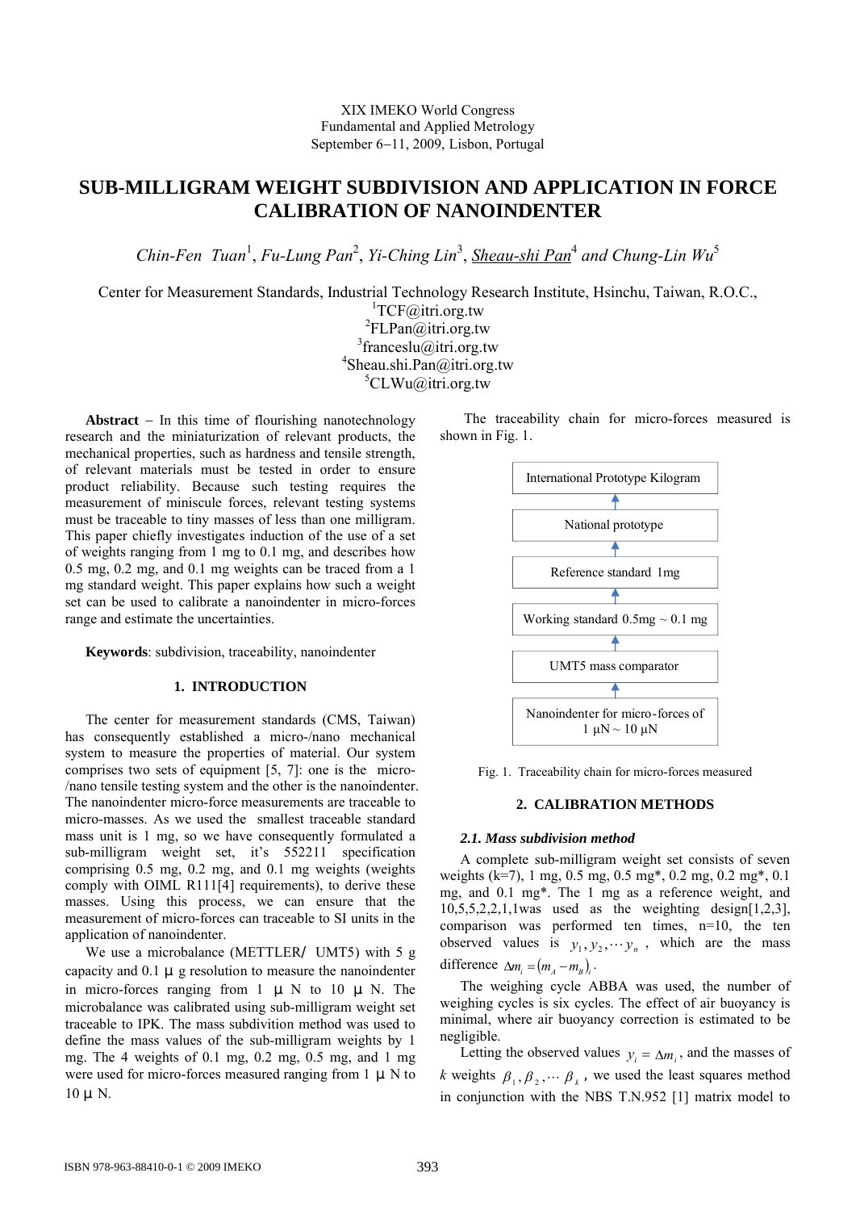XIX IMEKO World Congress
Fundamental and Applied Metrology
September 6−11, 2009, Lisbon, Portugal

# SUB-MILLIGRAM WEIGHT SUBDIVISION AND APPLICATION IN FORCE CALIBRATION OF NANOINDENTER

*Chin-Fen Tuan*[1], *Fu-Lung Pan*[2], *Yi-Ching Lin*[3], *Sheau-shi Pan*[4] *and Chung-Lin Wu*[5]

Center for Measurement Standards, Industrial Technology Research Institute, Hsinchu, Taiwan, R.O.C.,
[1]TCF@itri.org.tw
[2]FLPan@itri.org.tw
[3]franceslu@itri.org.tw
[4]Sheau.shi.Pan@itri.org.tw
[5]CLWu@itri.org.tw

**Abstract** − In this time of flourishing nanotechnology research and the miniaturization of relevant products, the mechanical properties, such as hardness and tensile strength, of relevant materials must be tested in order to ensure product reliability. Because such testing requires the measurement of miniscule forces, relevant testing systems must be traceable to tiny masses of less than one milligram. This paper chiefly investigates induction of the use of a set of weights ranging from 1 mg to 0.1 mg, and describes how 0.5 mg, 0.2 mg, and 0.1 mg weights can be traced from a 1 mg standard weight. This paper explains how such a weight set can be used to calibrate a nanoindenter in micro-forces range and estimate the uncertainties.

**Keywords**: subdivision, traceability, nanoindenter

## 1. INTRODUCTION

The center for measurement standards (CMS, Taiwan) has consequently established a micro-/nano mechanical system to measure the properties of material. Our system comprises two sets of equipment [5, 7]: one is the micro-/nano tensile testing system and the other is the nanoindenter. The nanoindenter micro-force measurements are traceable to micro-masses. As we used the smallest traceable standard mass unit is 1 mg, so we have consequently formulated a sub-milligram weight set, it's 552211 specification comprising 0.5 mg, 0.2 mg, and 0.1 mg weights (weights comply with OIML R111[4] requirements), to derive these masses. Using this process, we can ensure that the measurement of micro-forces can traceable to SI units in the application of nanoindenter.

We use a microbalance (METTLER/ UMT5) with 5 g capacity and 0.1 μ g resolution to measure the nanoindenter in micro-forces ranging from 1 μ N to 10 μ N. The microbalance was calibrated using sub-milligram weight set traceable to IPK. The mass subdivision method was used to define the mass values of the sub-milligram weights by 1 mg. The 4 weights of 0.1 mg, 0.2 mg, 0.5 mg, and 1 mg were used for micro-forces measured ranging from 1 μ N to 10 μ N.

The traceability chain for micro-forces measured is shown in Fig. 1.

International Prototype Kilogram
↑
National prototype
↑
Reference standard 1mg
↑
Working standard 0.5mg ~ 0.1 mg
↑
UMT5 mass comparator
↑
Nanoindenter for micro-forces of 1 μN ~ 10 μN

Fig. 1. Traceability chain for micro-forces measured

## 2. CALIBRATION METHODS

### *2.1. Mass subdivision method*

A complete sub-milligram weight set consists of seven weights (k=7), 1 mg, 0.5 mg, 0.5 mg*, 0.2 mg, 0.2 mg*, 0.1 mg, and 0.1 mg*. The 1 mg as a reference weight, and 10,5,5,2,2,1,1was used as the weighting design[1,2,3], comparison was performed ten times, n=10, the ten observed values is $y_1, y_2, \cdots y_n$, which are the mass difference $\Delta m_i = (m_A - m_B)_i$.

The weighing cycle ABBA was used, the number of weighing cycles is six cycles. The effect of air buoyancy is minimal, where air buoyancy correction is estimated to be negligible.

Letting the observed values $y_i = \Delta m_i$, and the masses of $k$ weights $\beta_1, \beta_2, \cdots \beta_k$, we used the least squares method in conjunction with the NBS T.N.952 [1] matrix model to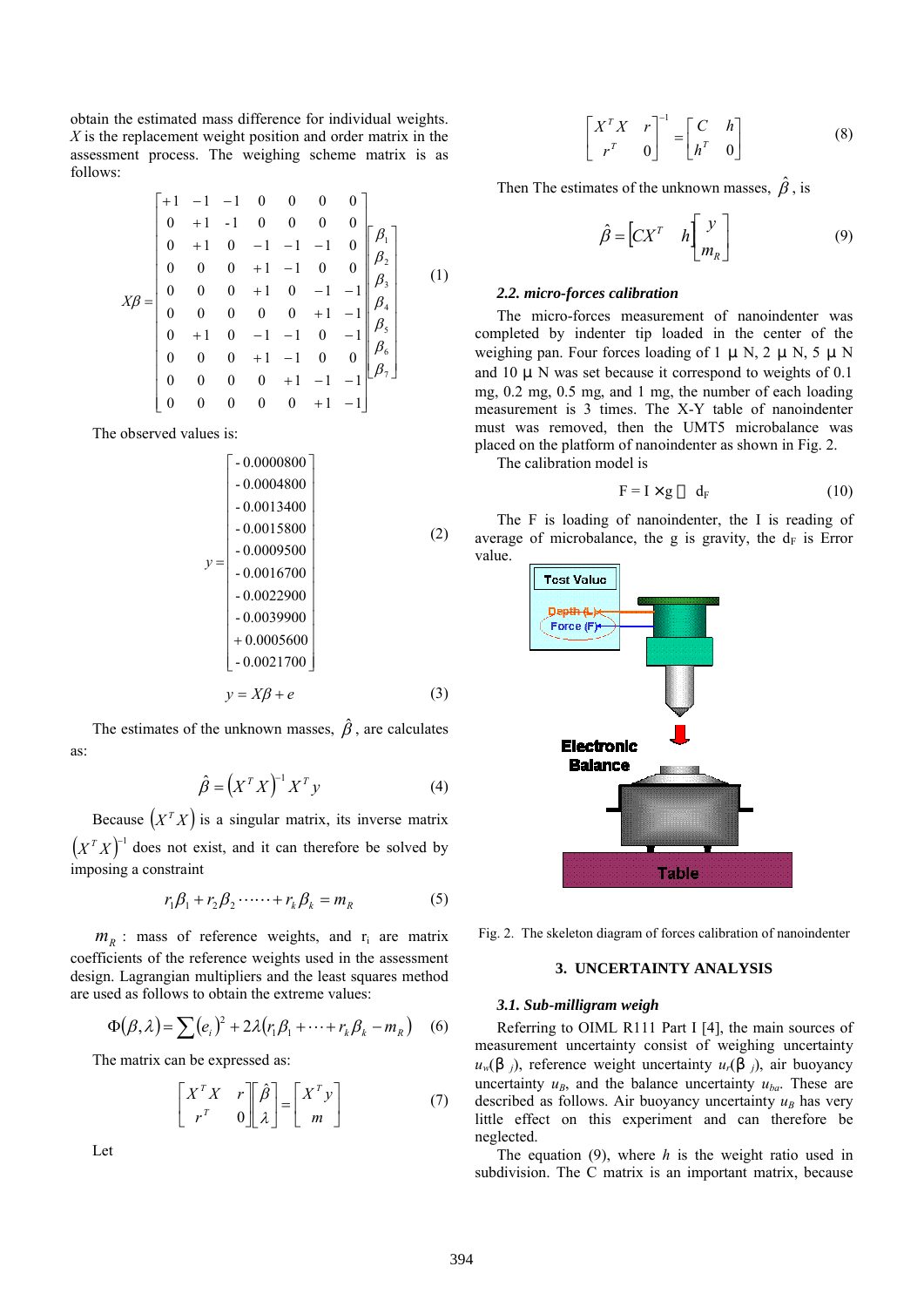obtain the estimated mass difference for individual weights. $X$ is the replacement weight position and order matrix in the assessment process. The weighing scheme matrix is as follows:

$$X\beta = \begin{bmatrix} +1 & -1 & -1 & 0 & 0 & 0 & 0 \\ 0 & +1 & -1 & 0 & 0 & 0 & 0 \\ 0 & +1 & 0 & -1 & -1 & -1 & 0 \\ 0 & 0 & 0 & +1 & -1 & 0 & 0 \\ 0 & 0 & 0 & +1 & 0 & -1 & -1 \\ 0 & 0 & 0 & 0 & 0 & +1 & -1 \\ 0 & +1 & 0 & -1 & -1 & 0 & -1 \\ 0 & 0 & 0 & +1 & -1 & 0 & 0 \\ 0 & 0 & 0 & 0 & +1 & -1 & -1 \\ 0 & 0 & 0 & 0 & 0 & +1 & -1 \end{bmatrix} \begin{bmatrix} \beta_1 \\ \beta_2 \\ \beta_3 \\ \beta_4 \\ \beta_5 \\ \beta_6 \\ \beta_7 \end{bmatrix} \quad (1)$$

The observed values is:

$$y = \begin{bmatrix} -0.0000800 \\ -0.0004800 \\ -0.0013400 \\ -0.0015800 \\ -0.0009500 \\ -0.0016700 \\ -0.0022900 \\ -0.0039900 \\ +0.0005600 \\ -0.0021700 \end{bmatrix} \quad (2)$$

$$y = X\beta + e \quad (3)$$

The estimates of the unknown masses, $\hat{\beta}$, are calculates as:

$$\hat{\beta} = \left(X^T X\right)^{-1} X^T y \quad (4)$$

Because $\left(X^T X\right)$ is a singular matrix, its inverse matrix $\left(X^T X\right)^{-1}$ does not exist, and it can therefore be solved by imposing a constraint

$$r_1\beta_1 + r_2\beta_2 \cdots\cdots + r_k\beta_k = m_R \quad (5)$$

$m_R$ : mass of reference weights, and $r_i$ are matrix coefficients of the reference weights used in the assessment design. Lagrangian multipliers and the least squares method are used as follows to obtain the extreme values:

$$\Phi(\beta,\lambda) = \sum (e_i)^2 + 2\lambda\left(r_1\beta_1 + \cdots + r_k\beta_k - m_R\right) \quad (6)$$

The matrix can be expressed as:

$$\begin{bmatrix} X^T X & r \\ r^T & 0 \end{bmatrix} \begin{bmatrix} \hat{\beta} \\ \lambda \end{bmatrix} = \begin{bmatrix} X^T y \\ m \end{bmatrix} \quad (7)$$

Let

$$\begin{bmatrix} X^T X & r \\ r^T & 0 \end{bmatrix}^{-1} = \begin{bmatrix} C & h \\ h^T & 0 \end{bmatrix} \quad (8)$$

Then The estimates of the unknown masses, $\hat{\beta}$, is

$$\hat{\beta} = \begin{bmatrix} CX^T & h \end{bmatrix} \begin{bmatrix} y \\ m_R \end{bmatrix} \quad (9)$$

### 2.2. micro-forces calibration

The micro-forces measurement of nanoindenter was completed by indenter tip loaded in the center of the weighing pan. Four forces loading of 1 μ N, 2 μ N, 5 μ N and 10 μ N was set because it correspond to weights of 0.1 mg, 0.2 mg, 0.5 mg, and 1 mg, the number of each loading measurement is 3 times. The X-Y table of nanoindenter must was removed, then the UMT5 microbalance was placed on the platform of nanoindenter as shown in Fig. 2.

The calibration model is

$$F = I \times g \pm d_F \quad (10)$$

The F is loading of nanoindenter, the I is reading of average of microbalance, the g is gravity, the $d_F$ is Error value.

Fig. 2. The skeleton diagram of forces calibration of nanoindenter

## 3. UNCERTAINTY ANALYSIS

### 3.1. Sub-milligram weigh

Referring to OIML R111 Part I [4], the main sources of measurement uncertainty consist of weighing uncertainty $u_w(\beta_j)$, reference weight uncertainty $u_r(\beta_j)$, air buoyancy uncertainty $u_B$, and the balance uncertainty $u_{ba}$. These are described as follows. Air buoyancy uncertainty $u_B$ has very little effect on this experiment and can therefore be neglected.

The equation (9), where $h$ is the weight ratio used in subdivision. The C matrix is an important matrix, because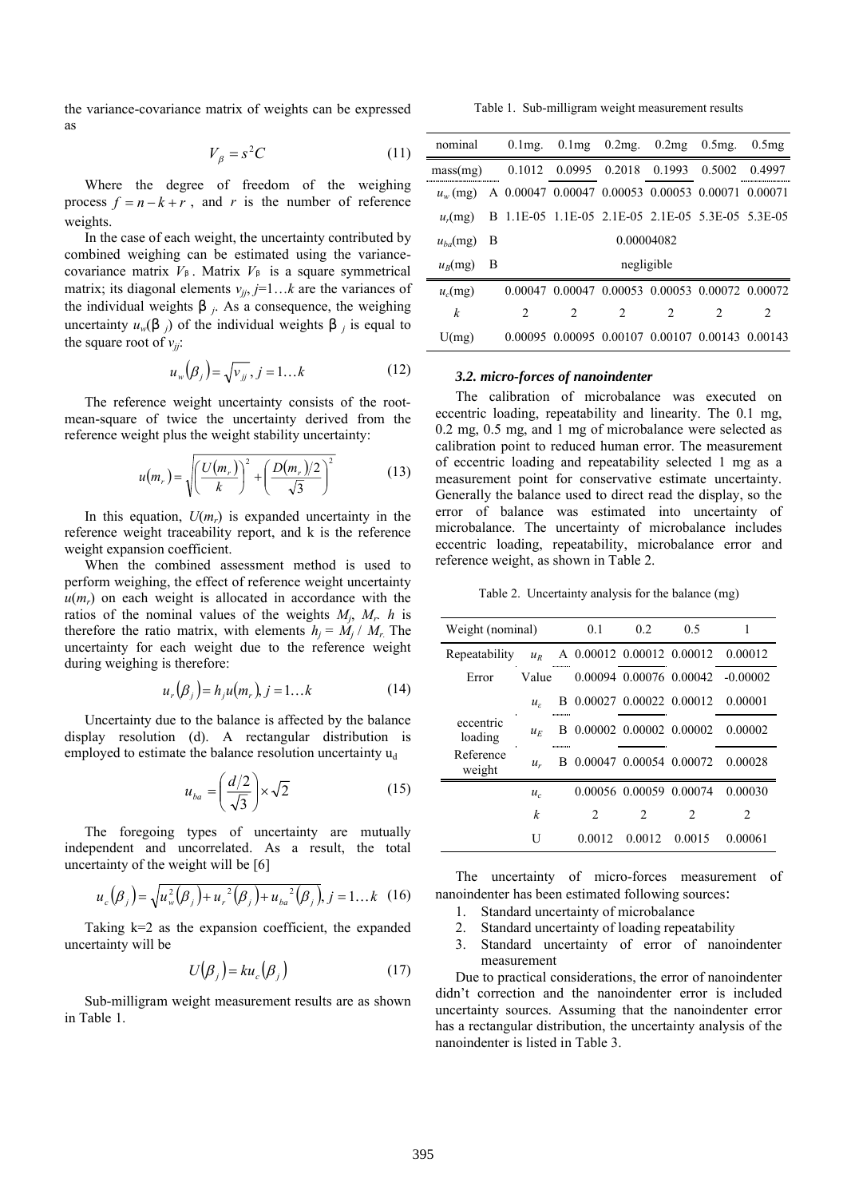the variance-covariance matrix of weights can be expressed as

$$V_\beta = s^2 C \tag{11}$$

Where the degree of freedom of the weighing process $f = n - k + r$, and $r$ is the number of reference weights.

In the case of each weight, the uncertainty contributed by combined weighing can be estimated using the variance-covariance matrix $V_\beta$. Matrix $V_\beta$ is a square symmetrical matrix; its diagonal elements $v_{jj}$, $j$=1…$k$ are the variances of the individual weights $\beta_j$. As a consequence, the weighing uncertainty $u_w(\beta_j)$ of the individual weights $\beta_j$ is equal to the square root of $v_{jj}$:

$$u_w(\beta_j) = \sqrt{v_{jj}},\ j = 1\ldots k \tag{12}$$

The reference weight uncertainty consists of the root-mean-square of twice the uncertainty derived from the reference weight plus the weight stability uncertainty:

$$u(m_r) = \sqrt{\left(\frac{U(m_r)}{k}\right)^2 + \left(\frac{D(m_r)/2}{\sqrt{3}}\right)^2} \tag{13}$$

In this equation, $U(m_r)$ is expanded uncertainty in the reference weight traceability report, and k is the reference weight expansion coefficient.

When the combined assessment method is used to perform weighing, the effect of reference weight uncertainty $u(m_r)$ on each weight is allocated in accordance with the ratios of the nominal values of the weights $M_j$, $M_r$. $h$ is therefore the ratio matrix, with elements $h_j = M_j / M_r$. The uncertainty for each weight due to the reference weight during weighing is therefore:

$$u_r(\beta_j) = h_j u(m_r),\ j = 1\ldots k \tag{14}$$

Uncertainty due to the balance is affected by the balance display resolution (d). A rectangular distribution is employed to estimate the balance resolution uncertainty $u_d$

$$u_{ba} = \left(\frac{d/2}{\sqrt{3}}\right) \times \sqrt{2} \tag{15}$$

The foregoing types of uncertainty are mutually independent and uncorrelated. As a result, the total uncertainty of the weight will be [6]

$$u_c(\beta_j) = \sqrt{u_w^2(\beta_j) + u_r^{\,2}(\beta_j) + u_{ba}^{\,2}(\beta_j)},\ j = 1\ldots k \tag{16}$$

Taking k=2 as the expansion coefficient, the expanded uncertainty will be

$$U(\beta_j) = k u_c(\beta_j) \tag{17}$$

Sub-milligram weight measurement results are as shown in Table 1.

Table 1. Sub-milligram weight measurement results

| nominal | | 0.1mg. | 0.1mg | 0.2mg. | 0.2mg | 0.5mg. | 0.5mg |
|---|---|---|---|---|---|---|---|
| mass(mg) | | 0.1012 | 0.0995 | 0.2018 | 0.1993 | 0.5002 | 0.4997 |
| $u_w$ (mg) | A | 0.00047 | 0.00047 | 0.00053 | 0.00053 | 0.00071 | 0.00071 |
| $u_r$(mg) | B | 1.1E-05 | 1.1E-05 | 2.1E-05 | 2.1E-05 | 5.3E-05 | 5.3E-05 |
| $u_{ba}$(mg) | B | 0.00004082 | | | | | |
| $u_B$(mg) | B | negligible | | | | | |
| $u_c$(mg) | | 0.00047 | 0.00047 | 0.00053 | 0.00053 | 0.00072 | 0.00072 |
| $k$ | | 2 | 2 | 2 | 2 | 2 | 2 |
| U(mg) | | 0.00095 | 0.00095 | 0.00107 | 0.00107 | 0.00143 | 0.00143 |

### 3.2. micro-forces of nanoindenter

The calibration of microbalance was executed on eccentric loading, repeatability and linearity. The 0.1 mg, 0.2 mg, 0.5 mg, and 1 mg of microbalance were selected as calibration point to reduced human error. The measurement of eccentric loading and repeatability selected 1 mg as a measurement point for conservative estimate uncertainty. Generally the balance used to direct read the display, so the error of balance was estimated into uncertainty of microbalance. The uncertainty of microbalance includes eccentric loading, repeatability, microbalance error and reference weight, as shown in Table 2.

Table 2. Uncertainty analysis for the balance (mg)

| Weight (nominal) | | | 0.1 | 0.2 | 0.5 | 1 |
|---|---|---|---|---|---|---|
| Repeatability | $u_R$ | A | 0.00012 | 0.00012 | 0.00012 | 0.00012 |
| Error | Value | | 0.00094 | 0.00076 | 0.00042 | -0.00002 |
| | $u_\varepsilon$ | B | 0.00027 | 0.00022 | 0.00012 | 0.00001 |
| eccentric loading | $u_E$ | B | 0.00002 | 0.00002 | 0.00002 | 0.00002 |
| Reference weight | $u_r$ | B | 0.00047 | 0.00054 | 0.00072 | 0.00028 |
| | $u_c$ | | 0.00056 | 0.00059 | 0.00074 | 0.00030 |
| | $k$ | | 2 | 2 | 2 | 2 |
| | U | | 0.0012 | 0.0012 | 0.0015 | 0.00061 |

The uncertainty of micro-forces measurement of nanoindenter has been estimated following sources:

1. Standard uncertainty of microbalance
2. Standard uncertainty of loading repeatability
3. Standard uncertainty of error of nanoindenter measurement

Due to practical considerations, the error of nanoindenter didn't correction and the nanoindenter error is included uncertainty sources. Assuming that the nanoindenter error has a rectangular distribution, the uncertainty analysis of the nanoindenter is listed in Table 3.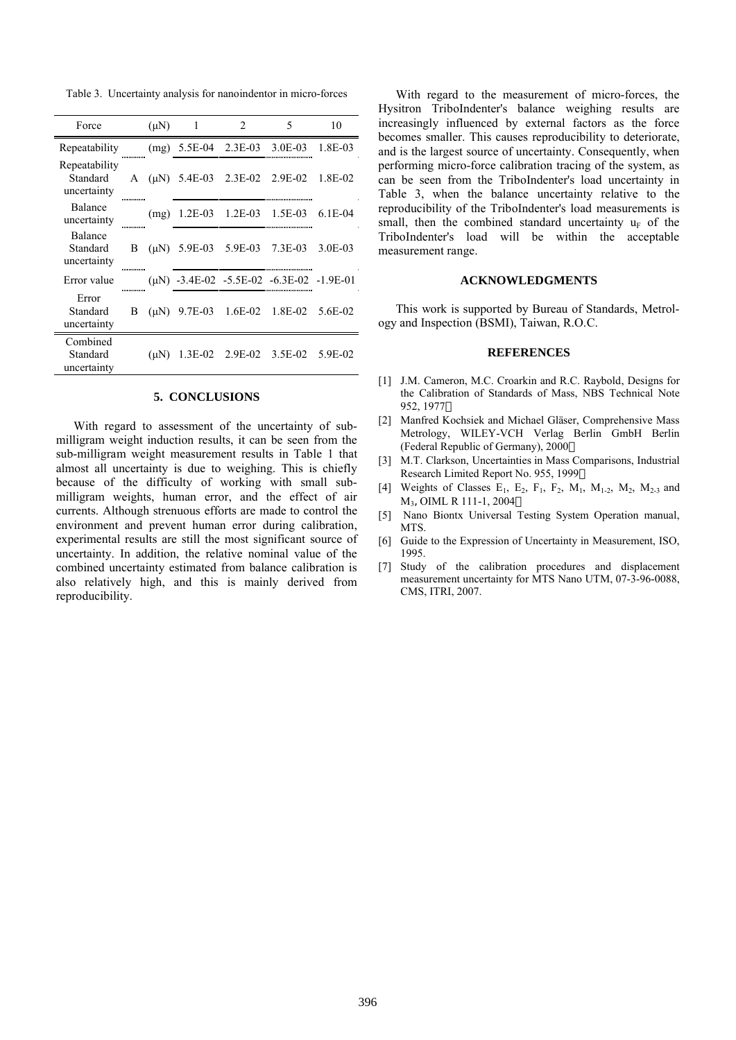Table 3. Uncertainty analysis for nanoindentor in micro-forces

| Force | | (μN) | 1 | 2 | 5 | 10 |
|---|---|---|---|---|---|---|
| Repeatability | | (mg) | 5.5E-04 | 2.3E-03 | 3.0E-03 | 1.8E-03 |
| Repeatability Standard uncertainty | A | (μN) | 5.4E-03 | 2.3E-02 | 2.9E-02 | 1.8E-02 |
| Balance uncertainty | | (mg) | 1.2E-03 | 1.2E-03 | 1.5E-03 | 6.1E-04 |
| Balance Standard uncertainty | B | (μN) | 5.9E-03 | 5.9E-03 | 7.3E-03 | 3.0E-03 |
| Error value | | (μN) | -3.4E-02 | -5.5E-02 | -6.3E-02 | -1.9E-01 |
| Error Standard uncertainty | B | (μN) | 9.7E-03 | 1.6E-02 | 1.8E-02 | 5.6E-02 |
| Combined Standard uncertainty | | (μN) | 1.3E-02 | 2.9E-02 | 3.5E-02 | 5.9E-02 |

## 5. CONCLUSIONS

With regard to assessment of the uncertainty of sub-milligram weight induction results, it can be seen from the sub-milligram weight measurement results in Table 1 that almost all uncertainty is due to weighing. This is chiefly because of the difficulty of working with small sub-milligram weights, human error, and the effect of air currents. Although strenuous efforts are made to control the environment and prevent human error during calibration, experimental results are still the most significant source of uncertainty. In addition, the relative nominal value of the combined uncertainty estimated from balance calibration is also relatively high, and this is mainly derived from reproducibility.

With regard to the measurement of micro-forces, the Hysitron TriboIndenter's balance weighing results are increasingly influenced by external factors as the force becomes smaller. This causes reproducibility to deteriorate, and is the largest source of uncertainty. Consequently, when performing micro-force calibration tracing of the system, as can be seen from the TriboIndenter's load uncertainty in Table 3, when the balance uncertainty relative to the reproducibility of the TriboIndenter's load measurements is small, then the combined standard uncertainty $u_F$ of the TriboIndenter's load will be within the acceptable measurement range.

## ACKNOWLEDGMENTS

This work is supported by Bureau of Standards, Metrology and Inspection (BSMI), Taiwan, R.O.C.

## REFERENCES

[1] J.M. Cameron, M.C. Croarkin and R.C. Raybold, Designs for the Calibration of Standards of Mass, NBS Technical Note 952, 1977.

[2] Manfred Kochsiek and Michael Gläser, Comprehensive Mass Metrology, WILEY-VCH Verlag Berlin GmbH Berlin (Federal Republic of Germany), 2000.

[3] M.T. Clarkson, Uncertainties in Mass Comparisons, Industrial Research Limited Report No. 955, 1999.

[4] Weights of Classes $E_1$, $E_2$, $F_1$, $F_2$, $M_1$, $M_{1\text{-}2}$, $M_2$, $M_{2\text{-}3}$ and $M_3$, OIML R 111-1, 2004.

[5] Nano Biontx Universal Testing System Operation manual, MTS.

[6] Guide to the Expression of Uncertainty in Measurement, ISO, 1995.

[7] Study of the calibration procedures and displacement measurement uncertainty for MTS Nano UTM, 07-3-96-0088, CMS, ITRI, 2007.